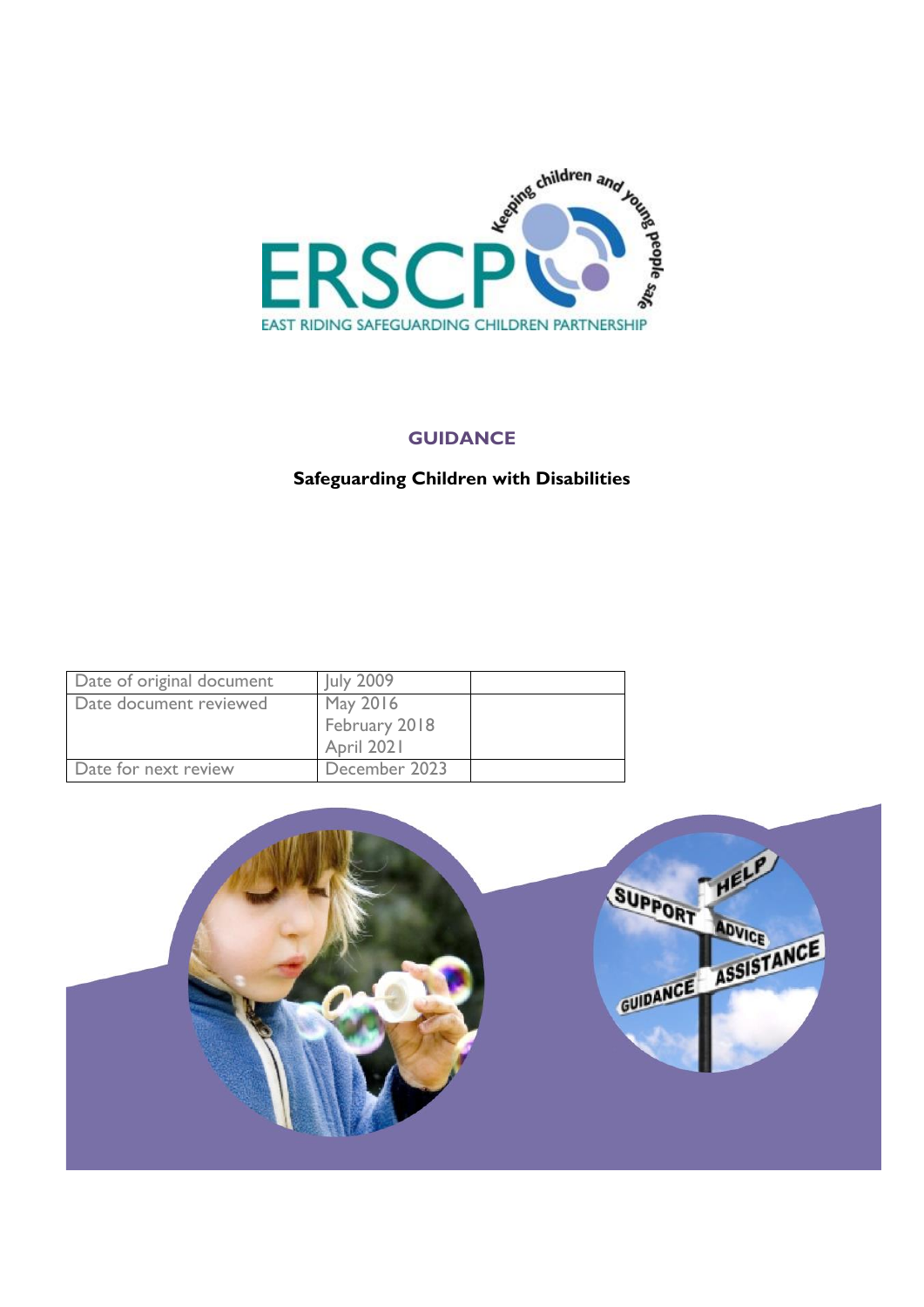ERSCP

EAST RIDING SAFEGUARDING CHILDREN PARTNERSHIP

Keeping children and young people safe

## GUIDANCE

**Safeguarding Children with Disabilities**

| Date of original document | July 2009 | |
|---|---|---|
| Date document reviewed | May 2016<br>February 2018<br>April 2021 | |
| Date for next review | December 2023 | |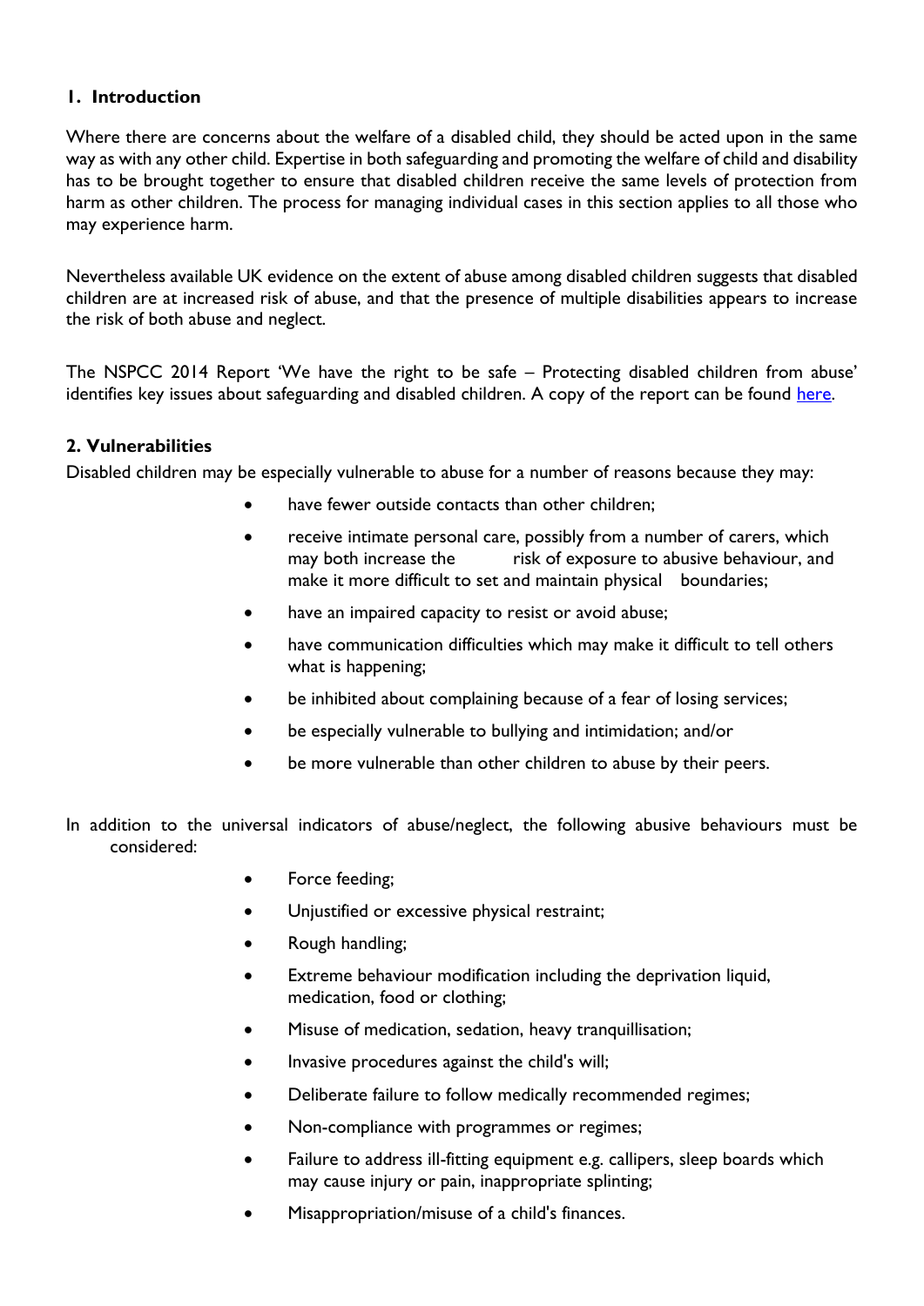## 1. Introduction

Where there are concerns about the welfare of a disabled child, they should be acted upon in the same way as with any other child. Expertise in both safeguarding and promoting the welfare of child and disability has to be brought together to ensure that disabled children receive the same levels of protection from harm as other children. The process for managing individual cases in this section applies to all those who may experience harm.

Nevertheless available UK evidence on the extent of abuse among disabled children suggests that disabled children are at increased risk of abuse, and that the presence of multiple disabilities appears to increase the risk of both abuse and neglect.

The NSPCC 2014 Report 'We have the right to be safe – Protecting disabled children from abuse' identifies key issues about safeguarding and disabled children. A copy of the report can be found here.

## 2. Vulnerabilities

Disabled children may be especially vulnerable to abuse for a number of reasons because they may:

- have fewer outside contacts than other children;
- receive intimate personal care, possibly from a number of carers, which may both increase the risk of exposure to abusive behaviour, and make it more difficult to set and maintain physical boundaries;
- have an impaired capacity to resist or avoid abuse;
- have communication difficulties which may make it difficult to tell others what is happening;
- be inhibited about complaining because of a fear of losing services;
- be especially vulnerable to bullying and intimidation; and/or
- be more vulnerable than other children to abuse by their peers.

In addition to the universal indicators of abuse/neglect, the following abusive behaviours must be considered:

- Force feeding;
- Unjustified or excessive physical restraint;
- Rough handling;
- Extreme behaviour modification including the deprivation liquid, medication, food or clothing;
- Misuse of medication, sedation, heavy tranquillisation;
- Invasive procedures against the child's will;
- Deliberate failure to follow medically recommended regimes;
- Non-compliance with programmes or regimes;
- Failure to address ill-fitting equipment e.g. callipers, sleep boards which may cause injury or pain, inappropriate splinting;
- Misappropriation/misuse of a child's finances.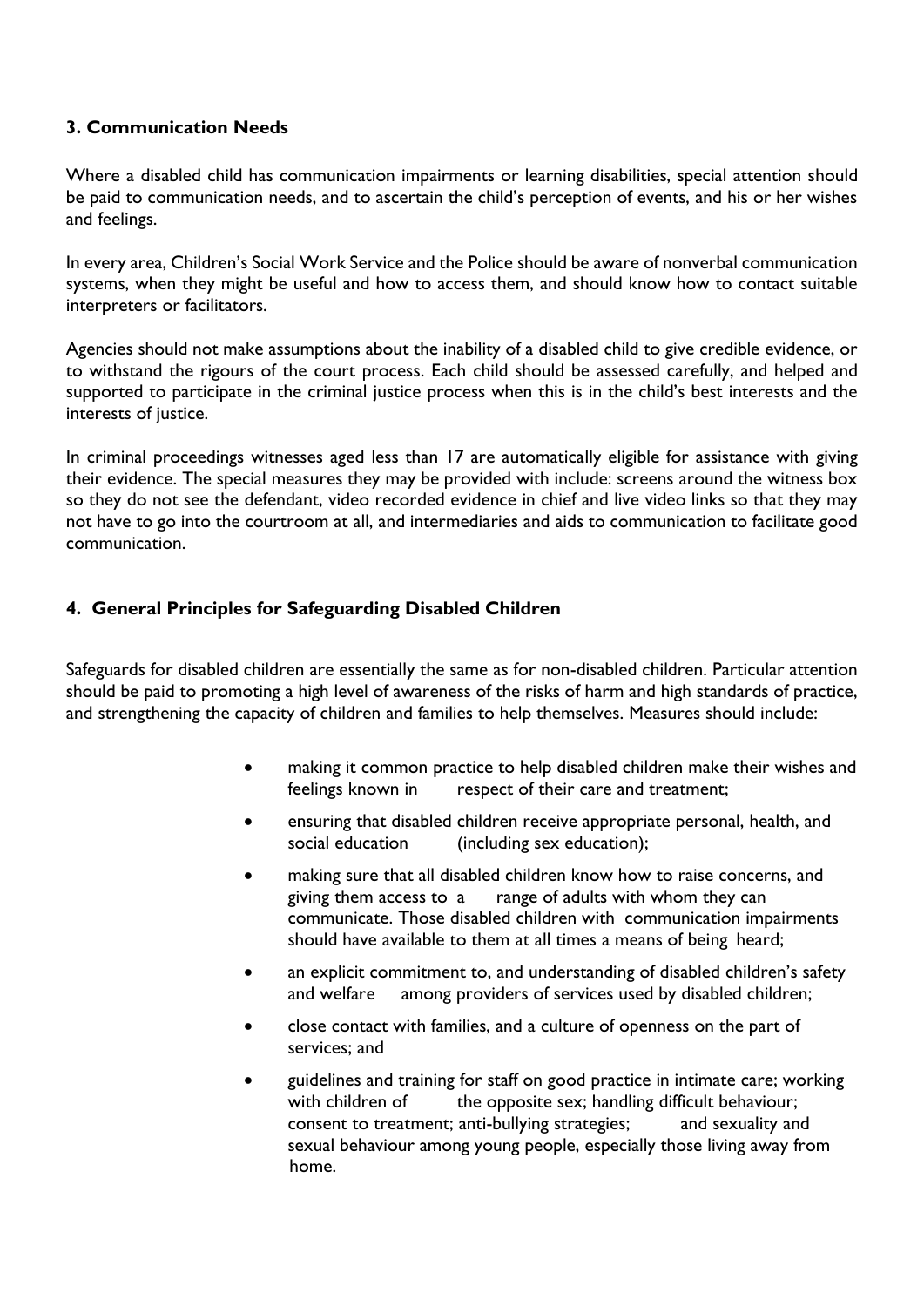### 3. Communication Needs

Where a disabled child has communication impairments or learning disabilities, special attention should be paid to communication needs, and to ascertain the child's perception of events, and his or her wishes and feelings.

In every area, Children's Social Work Service and the Police should be aware of nonverbal communication systems, when they might be useful and how to access them, and should know how to contact suitable interpreters or facilitators.

Agencies should not make assumptions about the inability of a disabled child to give credible evidence, or to withstand the rigours of the court process. Each child should be assessed carefully, and helped and supported to participate in the criminal justice process when this is in the child's best interests and the interests of justice.

In criminal proceedings witnesses aged less than 17 are automatically eligible for assistance with giving their evidence. The special measures they may be provided with include: screens around the witness box so they do not see the defendant, video recorded evidence in chief and live video links so that they may not have to go into the courtroom at all, and intermediaries and aids to communication to facilitate good communication.

### 4. General Principles for Safeguarding Disabled Children

Safeguards for disabled children are essentially the same as for non-disabled children. Particular attention should be paid to promoting a high level of awareness of the risks of harm and high standards of practice, and strengthening the capacity of children and families to help themselves. Measures should include:

- making it common practice to help disabled children make their wishes and feelings known in respect of their care and treatment;
- ensuring that disabled children receive appropriate personal, health, and social education (including sex education);
- making sure that all disabled children know how to raise concerns, and giving them access to a range of adults with whom they can communicate. Those disabled children with communication impairments should have available to them at all times a means of being heard;
- an explicit commitment to, and understanding of disabled children's safety and welfare among providers of services used by disabled children;
- close contact with families, and a culture of openness on the part of services; and
- guidelines and training for staff on good practice in intimate care; working with children of the opposite sex; handling difficult behaviour; consent to treatment; anti-bullying strategies; and sexuality and sexual behaviour among young people, especially those living away from home.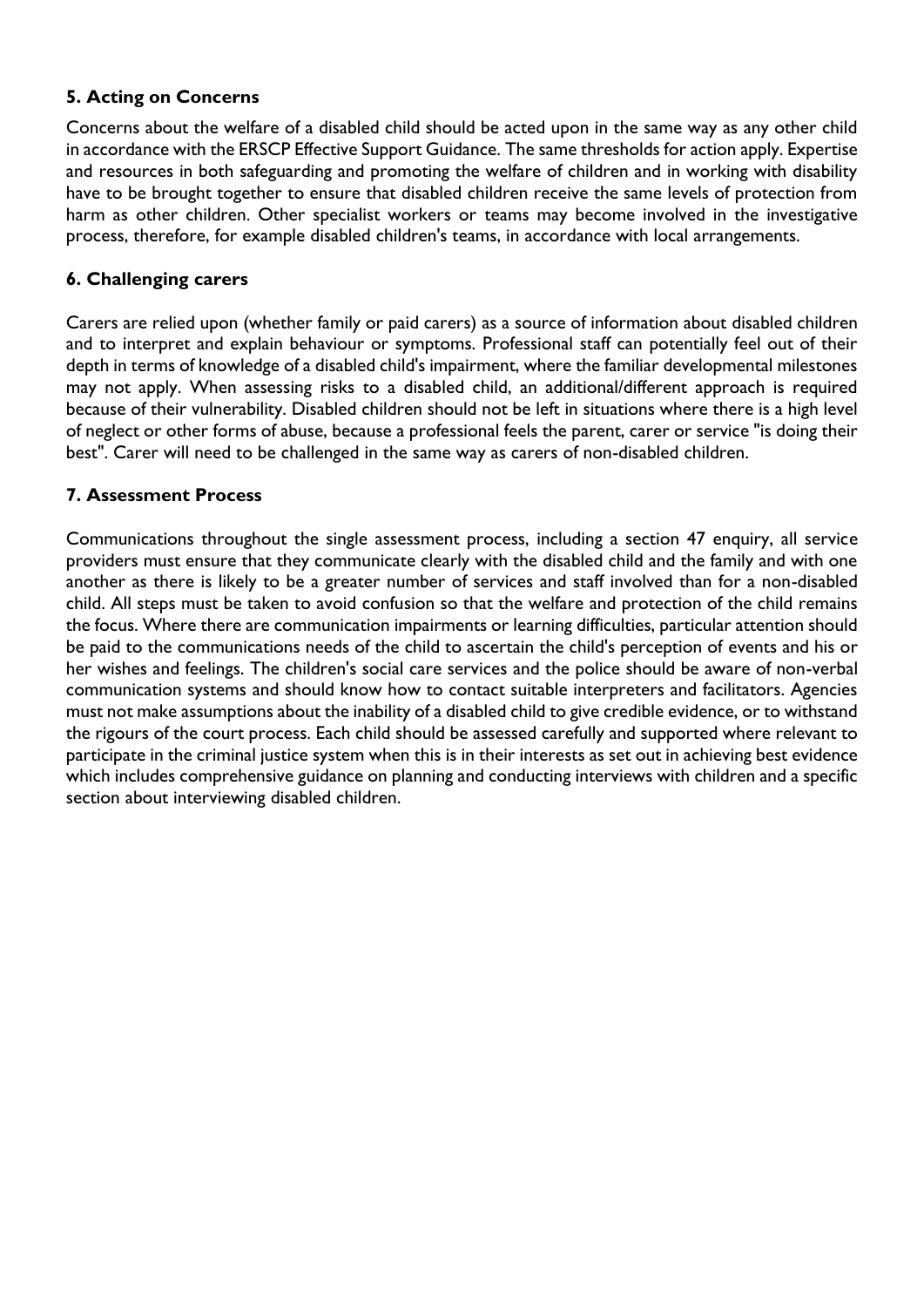## 5. Acting on Concerns

Concerns about the welfare of a disabled child should be acted upon in the same way as any other child in accordance with the ERSCP Effective Support Guidance. The same thresholds for action apply. Expertise and resources in both safeguarding and promoting the welfare of children and in working with disability have to be brought together to ensure that disabled children receive the same levels of protection from harm as other children. Other specialist workers or teams may become involved in the investigative process, therefore, for example disabled children's teams, in accordance with local arrangements.

## 6. Challenging carers

Carers are relied upon (whether family or paid carers) as a source of information about disabled children and to interpret and explain behaviour or symptoms. Professional staff can potentially feel out of their depth in terms of knowledge of a disabled child's impairment, where the familiar developmental milestones may not apply. When assessing risks to a disabled child, an additional/different approach is required because of their vulnerability. Disabled children should not be left in situations where there is a high level of neglect or other forms of abuse, because a professional feels the parent, carer or service "is doing their best". Carer will need to be challenged in the same way as carers of non-disabled children.

## 7. Assessment Process

Communications throughout the single assessment process, including a section 47 enquiry, all service providers must ensure that they communicate clearly with the disabled child and the family and with one another as there is likely to be a greater number of services and staff involved than for a non-disabled child. All steps must be taken to avoid confusion so that the welfare and protection of the child remains the focus. Where there are communication impairments or learning difficulties, particular attention should be paid to the communications needs of the child to ascertain the child's perception of events and his or her wishes and feelings. The children's social care services and the police should be aware of non-verbal communication systems and should know how to contact suitable interpreters and facilitators. Agencies must not make assumptions about the inability of a disabled child to give credible evidence, or to withstand the rigours of the court process. Each child should be assessed carefully and supported where relevant to participate in the criminal justice system when this is in their interests as set out in achieving best evidence which includes comprehensive guidance on planning and conducting interviews with children and a specific section about interviewing disabled children.